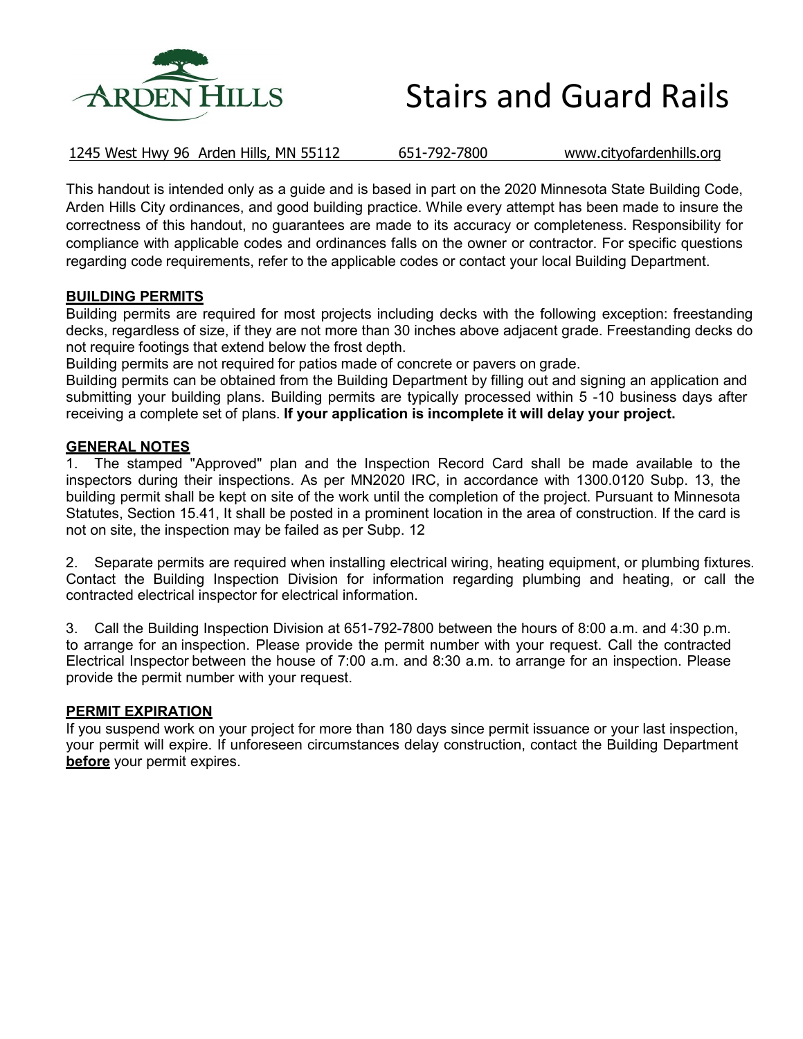ARDEN HILLS

# Stairs and Guard Rails

1245 West Hwy 96 Arden Hills, MN 55112 651-792-7800 www.cityofardenhills.org

This handout is intended only as a guide and is based in part on the 2020 Minnesota State Building Code, Arden Hills City ordinances, and good building practice. While every attempt has been made to insure the correctness of this handout, no guarantees are made to its accuracy or completeness. Responsibility for compliance with applicable codes and ordinances falls on the owner or contractor. For specific questions regarding code requirements, refer to the applicable codes or contact your local Building Department.

## BUILDING PERMITS

Building permits are required for most projects including decks with the following exception: freestanding decks, regardless of size, if they are not more than 30 inches above adjacent grade. Freestanding decks do not require footings that extend below the frost depth.

Building permits are not required for patios made of concrete or pavers on grade.

Building permits can be obtained from the Building Department by filling out and signing an application and submitting your building plans. Building permits are typically processed within 5 -10 business days after receiving a complete set of plans. **If your application is incomplete it will delay your project.**

## GENERAL NOTES

1. The stamped "Approved" plan and the Inspection Record Card shall be made available to the inspectors during their inspections. As per MN2020 IRC, in accordance with 1300.0120 Subp. 13, the building permit shall be kept on site of the work until the completion of the project. Pursuant to Minnesota Statutes, Section 15.41, It shall be posted in a prominent location in the area of construction. If the card is not on site, the inspection may be failed as per Subp. 12

2. Separate permits are required when installing electrical wiring, heating equipment, or plumbing fixtures. Contact the Building Inspection Division for information regarding plumbing and heating, or call the contracted electrical inspector for electrical information.

3. Call the Building Inspection Division at 651-792-7800 between the hours of 8:00 a.m. and 4:30 p.m. to arrange for an inspection. Please provide the permit number with your request. Call the contracted Electrical Inspector between the house of 7:00 a.m. and 8:30 a.m. to arrange for an inspection. Please provide the permit number with your request.

## PERMIT EXPIRATION

If you suspend work on your project for more than 180 days since permit issuance or your last inspection, your permit will expire. If unforeseen circumstances delay construction, contact the Building Department **before** your permit expires.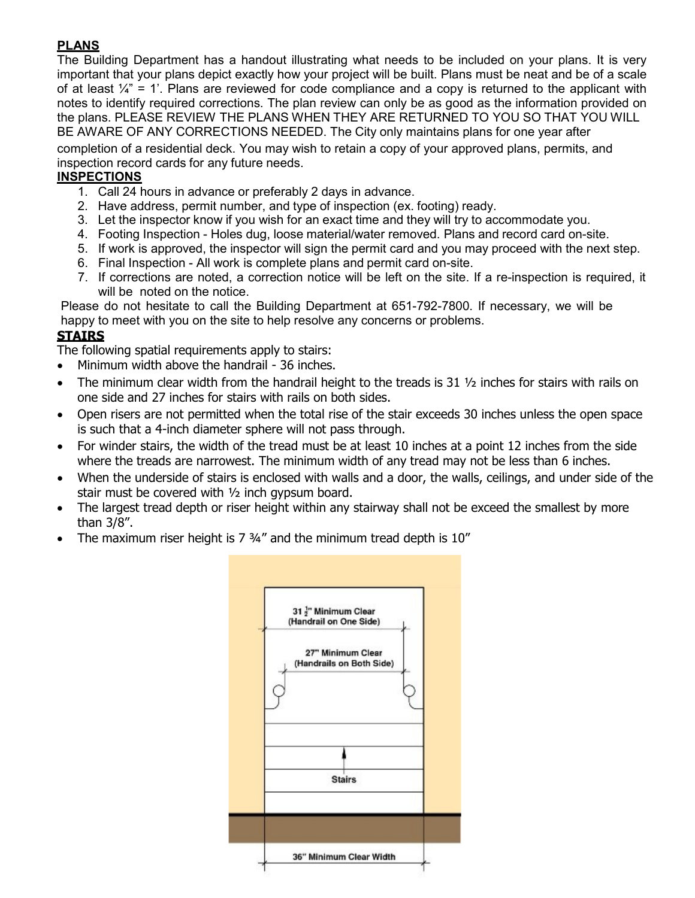**PLANS**

The Building Department has a handout illustrating what needs to be included on your plans. It is very important that your plans depict exactly how your project will be built. Plans must be neat and be of a scale of at least ¼" = 1'. Plans are reviewed for code compliance and a copy is returned to the applicant with notes to identify required corrections. The plan review can only be as good as the information provided on the plans. PLEASE REVIEW THE PLANS WHEN THEY ARE RETURNED TO YOU SO THAT YOU WILL BE AWARE OF ANY CORRECTIONS NEEDED. The City only maintains plans for one year after completion of a residential deck. You may wish to retain a copy of your approved plans, permits, and inspection record cards for any future needs.

**INSPECTIONS**

1. Call 24 hours in advance or preferably 2 days in advance.
2. Have address, permit number, and type of inspection (ex. footing) ready.
3. Let the inspector know if you wish for an exact time and they will try to accommodate you.
4. Footing Inspection - Holes dug, loose material/water removed. Plans and record card on-site.
5. If work is approved, the inspector will sign the permit card and you may proceed with the next step.
6. Final Inspection - All work is complete plans and permit card on-site.
7. If corrections are noted, a correction notice will be left on the site. If a re-inspection is required, it will be noted on the notice.

Please do not hesitate to call the Building Department at 651-792-7800. If necessary, we will be happy to meet with you on the site to help resolve any concerns or problems.

**STAIRS**

The following spatial requirements apply to stairs:

- Minimum width above the handrail - 36 inches.
- The minimum clear width from the handrail height to the treads is 31 ½ inches for stairs with rails on one side and 27 inches for stairs with rails on both sides.
- Open risers are not permitted when the total rise of the stair exceeds 30 inches unless the open space is such that a 4-inch diameter sphere will not pass through.
- For winder stairs, the width of the tread must be at least 10 inches at a point 12 inches from the side where the treads are narrowest. The minimum width of any tread may not be less than 6 inches.
- When the underside of stairs is enclosed with walls and a door, the walls, ceilings, and under side of the stair must be covered with ½ inch gypsum board.
- The largest tread depth or riser height within any stairway shall not be exceed the smallest by more than 3/8".
- The maximum riser height is 7 ¾" and the minimum tread depth is 10"

31 ½" Minimum Clear (Handrail on One Side)

27" Minimum Clear (Handrails on Both Side)

Stairs

36" Minimum Clear Width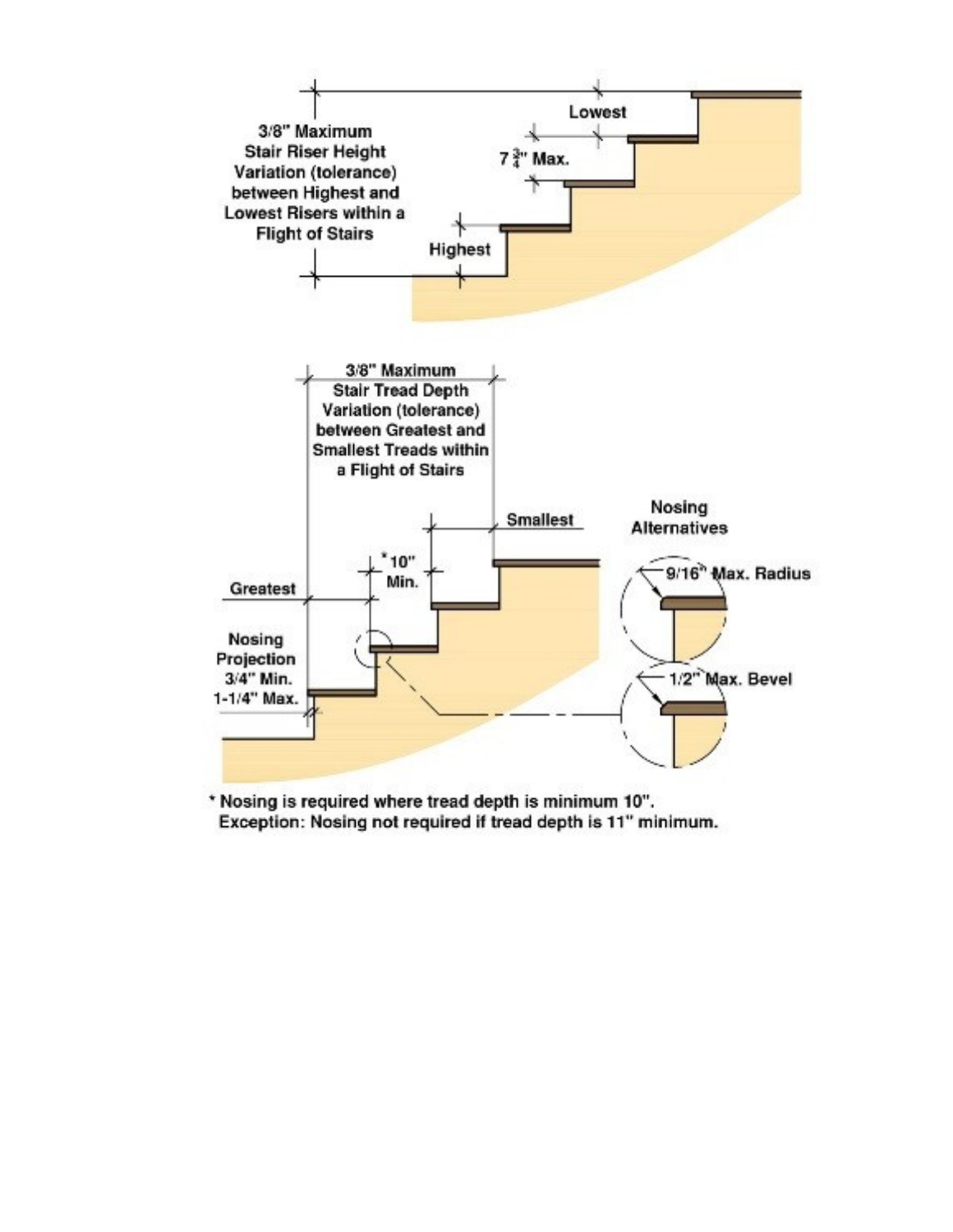3/8" Maximum Stair Riser Height Variation (tolerance) between Highest and Lowest Risers within a Flight of Stairs

Lowest

7 3/4" Max.

Highest

3/8" Maximum Stair Tread Depth Variation (tolerance) between Greatest and Smallest Treads within a Flight of Stairs

Smallest

*10" Min.

Greatest

Nosing Projection 3/4" Min. 1-1/4" Max.

Nosing Alternatives

9/16" Max. Radius

1/2" Max. Bevel

* Nosing is required where tread depth is minimum 10".
Exception: Nosing not required if tread depth is 11" minimum.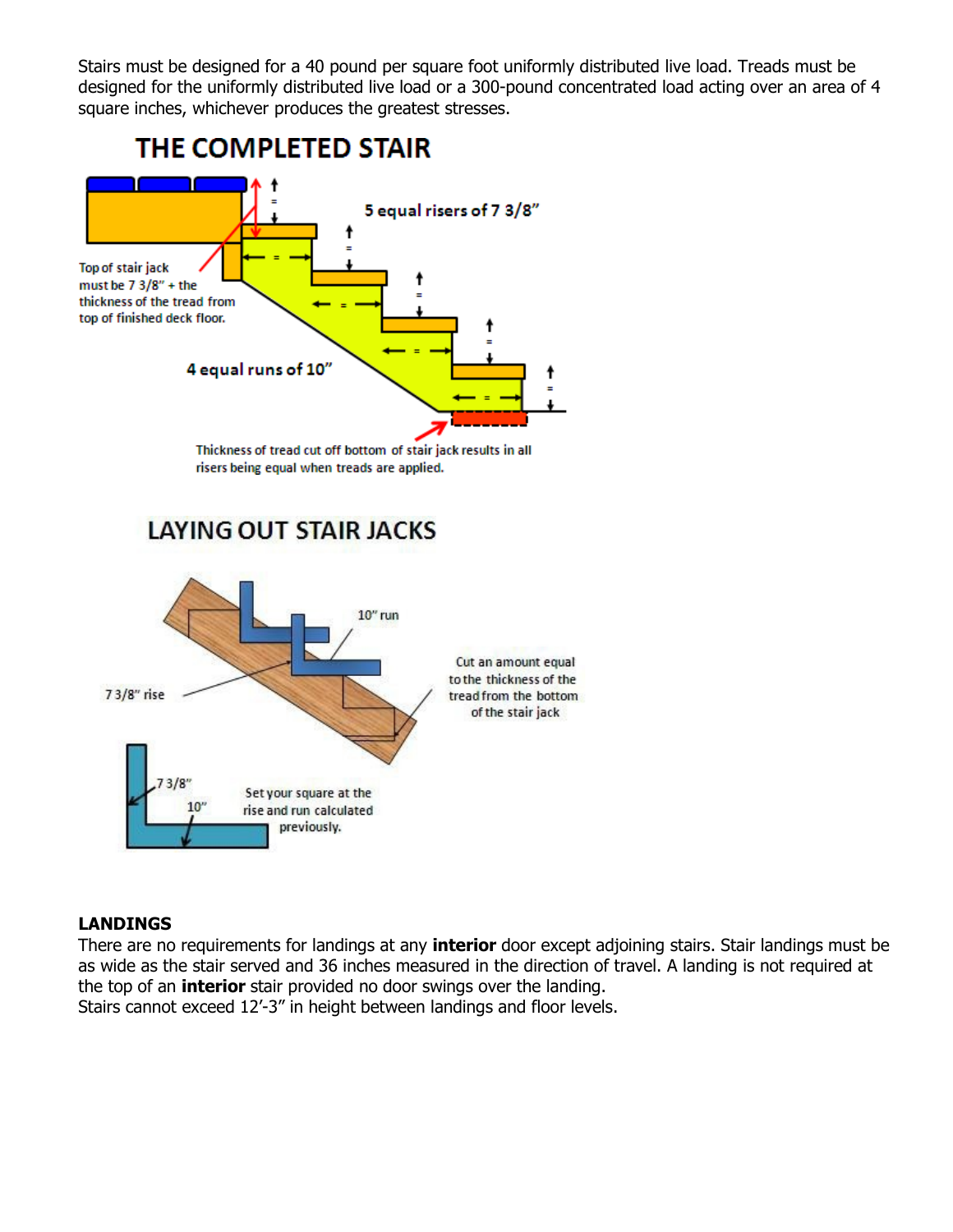Stairs must be designed for a 40 pound per square foot uniformly distributed live load. Treads must be designed for the uniformly distributed live load or a 300-pound concentrated load acting over an area of 4 square inches, whichever produces the greatest stresses.

## THE COMPLETED STAIR

5 equal risers of 7 3/8"

Top of stair jack must be 7 3/8" + the thickness of the tread from top of finished deck floor.

4 equal runs of 10"

Thickness of tread cut off bottom of stair jack results in all risers being equal when treads are applied.

## LAYING OUT STAIR JACKS

10" run

7 3/8" rise

Cut an amount equal to the thickness of the tread from the bottom of the stair jack

7 3/8"

10"

Set your square at the rise and run calculated previously.

### LANDINGS

There are no requirements for landings at any **interior** door except adjoining stairs. Stair landings must be as wide as the stair served and 36 inches measured in the direction of travel. A landing is not required at the top of an **interior** stair provided no door swings over the landing.
Stairs cannot exceed 12'-3" in height between landings and floor levels.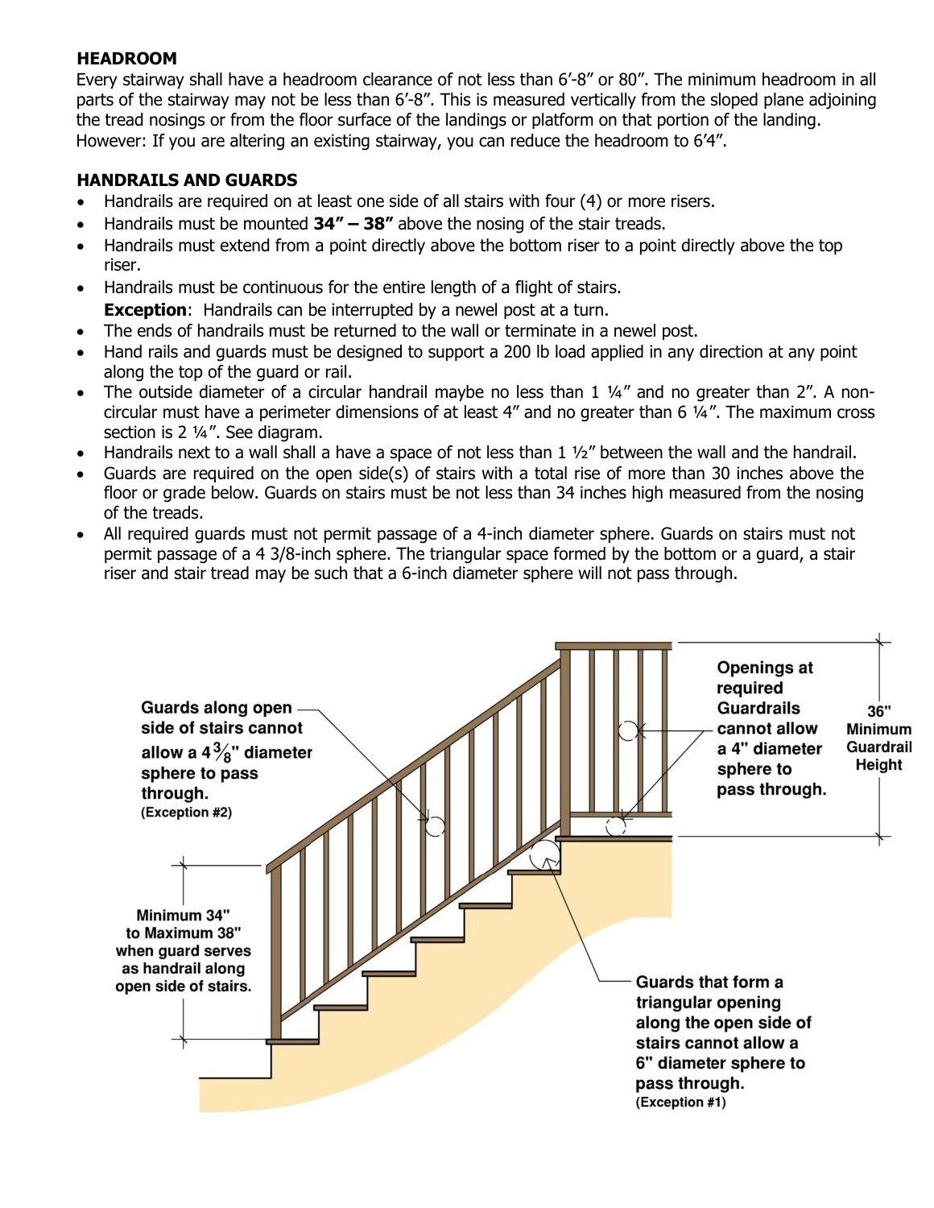## HEADROOM

Every stairway shall have a headroom clearance of not less than 6′-8″ or 80″. The minimum headroom in all parts of the stairway may not be less than 6′-8″. This is measured vertically from the sloped plane adjoining the tread nosings or from the floor surface of the landings or platform on that portion of the landing. However: If you are altering an existing stairway, you can reduce the headroom to 6′4″.

## HANDRAILS AND GUARDS

- Handrails are required on at least one side of all stairs with four (4) or more risers.
- Handrails must be mounted **34″ – 38″** above the nosing of the stair treads.
- Handrails must extend from a point directly above the bottom riser to a point directly above the top riser.
- Handrails must be continuous for the entire length of a flight of stairs.
  **Exception**: Handrails can be interrupted by a newel post at a turn.
- The ends of handrails must be returned to the wall or terminate in a newel post.
- Hand rails and guards must be designed to support a 200 lb load applied in any direction at any point along the top of the guard or rail.
- The outside diameter of a circular handrail maybe no less than 1 ¼″ and no greater than 2″. A non-circular must have a perimeter dimensions of at least 4″ and no greater than 6 ¼″. The maximum cross section is 2 ¼″. See diagram.
- Handrails next to a wall shall a have a space of not less than 1 ½″ between the wall and the handrail.
- Guards are required on the open side(s) of stairs with a total rise of more than 30 inches above the floor or grade below. Guards on stairs must be not less than 34 inches high measured from the nosing of the treads.
- All required guards must not permit passage of a 4-inch diameter sphere. Guards on stairs must not permit passage of a 4 3/8-inch sphere. The triangular space formed by the bottom or a guard, a stair riser and stair tread may be such that a 6-inch diameter sphere will not pass through.

Guards along open side of stairs cannot allow a 4 3/8" diameter sphere to pass through. (Exception #2)

Openings at required Guardrails cannot allow a 4" diameter sphere to pass through.

36" Minimum Guardrail Height

Minimum 34" to Maximum 38" when guard serves as handrail along open side of stairs.

Guards that form a triangular opening along the open side of stairs cannot allow a 6" diameter sphere to pass through. (Exception #1)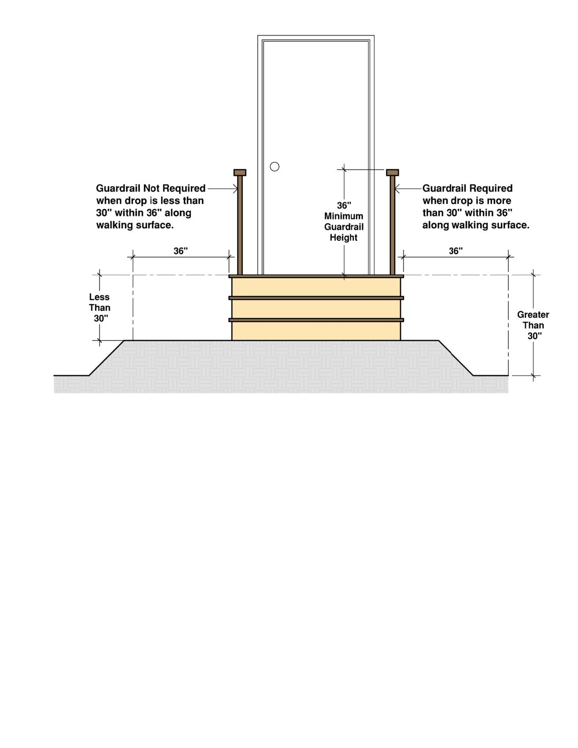Guardrail Not Required when drop is less than 30" within 36" along walking surface.

36" Minimum Guardrail Height

Guardrail Required when drop is more than 30" within 36" along walking surface.

36"

36"

Less Than 30"

Greater Than 30"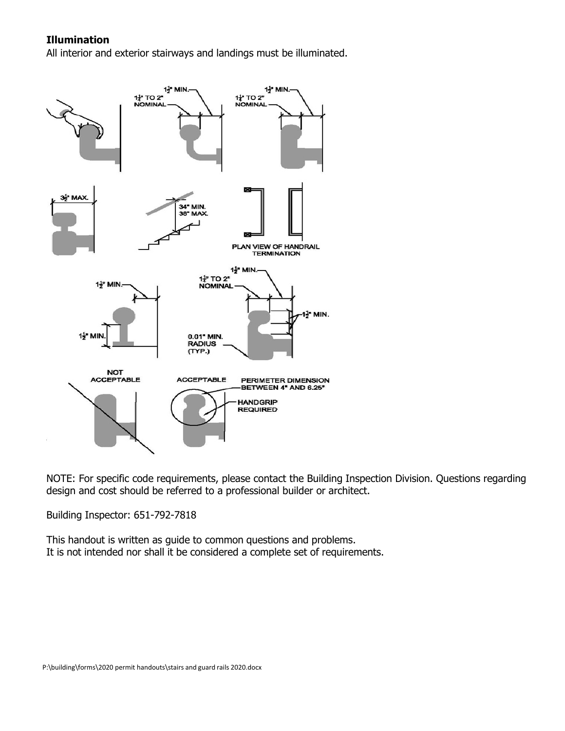**Illumination**

All interior and exterior stairways and landings must be illuminated.

1½" MIN.

1¼" TO 2" NOMINAL

1½" MIN.

1¼" TO 2" NOMINAL

3½" MAX.

34" MIN. 38" MAX.

PLAN VIEW OF HANDRAIL TERMINATION

1½" MIN.

1½" MIN.

1¼" TO 2" NOMINAL

1½" MIN.

1½" MIN.

0.01" MIN. RADIUS (TYP.)

NOT ACCEPTABLE

ACCEPTABLE

PERIMETER DIMENSION BETWEEN 4" AND 6.25"

HANDGRIP REQUIRED

NOTE: For specific code requirements, please contact the Building Inspection Division. Questions regarding design and cost should be referred to a professional builder or architect.

Building Inspector: 651-792-7818

This handout is written as guide to common questions and problems.
It is not intended nor shall it be considered a complete set of requirements.

P:\building\forms\2020 permit handouts\stairs and guard rails 2020.docx